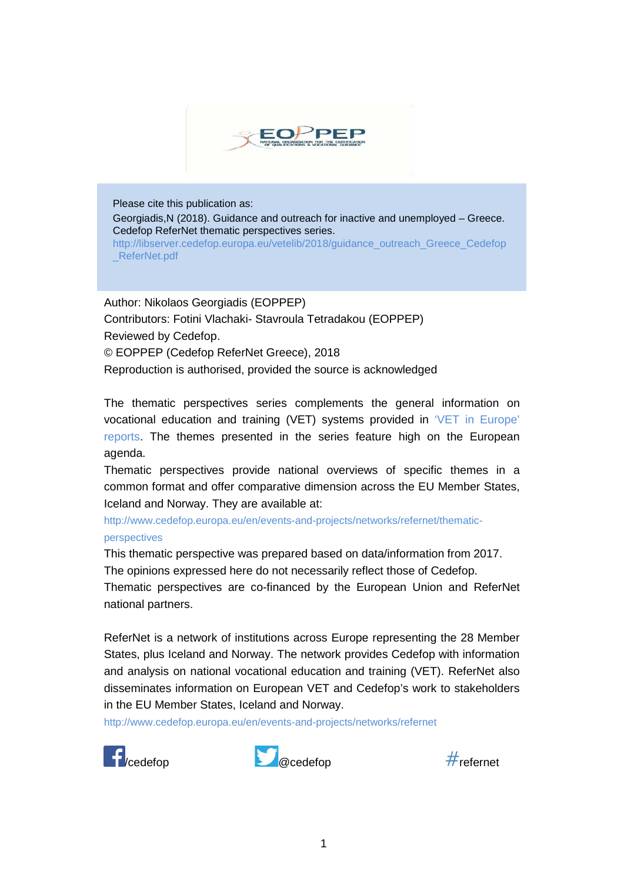Please cite this publication as:
Georgiadis,N (2018). Guidance and outreach for inactive and unemployed – Greece. Cedefop ReferNet thematic perspectives series.
http://libserver.cedefop.europa.eu/vetelib/2018/guidance_outreach_Greece_Cedefop_ReferNet.pdf

Author: Nikolaos Georgiadis (EOPPEP)

Contributors: Fotini Vlachaki- Stavroula Tetradakou (EOPPEP)

Reviewed by Cedefop.

© EOPPEP (Cedefop ReferNet Greece), 2018

Reproduction is authorised, provided the source is acknowledged

The thematic perspectives series complements the general information on vocational education and training (VET) systems provided in 'VET in Europe' reports. The themes presented in the series feature high on the European agenda.

Thematic perspectives provide national overviews of specific themes in a common format and offer comparative dimension across the EU Member States, Iceland and Norway. They are available at:
http://www.cedefop.europa.eu/en/events-and-projects/networks/refernet/thematic-perspectives

This thematic perspective was prepared based on data/information from 2017.

The opinions expressed here do not necessarily reflect those of Cedefop.

Thematic perspectives are co-financed by the European Union and ReferNet national partners.

ReferNet is a network of institutions across Europe representing the 28 Member States, plus Iceland and Norway. The network provides Cedefop with information and analysis on national vocational education and training (VET). ReferNet also disseminates information on European VET and Cedefop's work to stakeholders in the EU Member States, Iceland and Norway.
http://www.cedefop.europa.eu/en/events-and-projects/networks/refernet

/cedefop @cedefop #refernet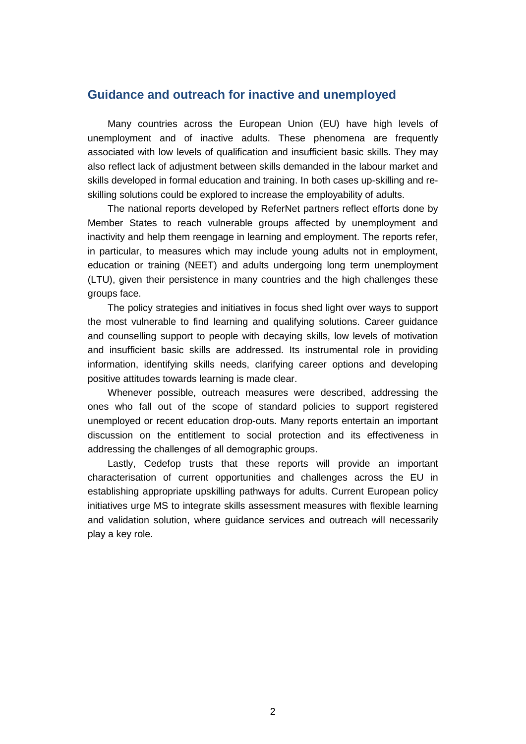## Guidance and outreach for inactive and unemployed

Many countries across the European Union (EU) have high levels of unemployment and of inactive adults. These phenomena are frequently associated with low levels of qualification and insufficient basic skills. They may also reflect lack of adjustment between skills demanded in the labour market and skills developed in formal education and training. In both cases up-skilling and re-skilling solutions could be explored to increase the employability of adults.

The national reports developed by ReferNet partners reflect efforts done by Member States to reach vulnerable groups affected by unemployment and inactivity and help them reengage in learning and employment. The reports refer, in particular, to measures which may include young adults not in employment, education or training (NEET) and adults undergoing long term unemployment (LTU), given their persistence in many countries and the high challenges these groups face.

The policy strategies and initiatives in focus shed light over ways to support the most vulnerable to find learning and qualifying solutions. Career guidance and counselling support to people with decaying skills, low levels of motivation and insufficient basic skills are addressed. Its instrumental role in providing information, identifying skills needs, clarifying career options and developing positive attitudes towards learning is made clear.

Whenever possible, outreach measures were described, addressing the ones who fall out of the scope of standard policies to support registered unemployed or recent education drop-outs. Many reports entertain an important discussion on the entitlement to social protection and its effectiveness in addressing the challenges of all demographic groups.

Lastly, Cedefop trusts that these reports will provide an important characterisation of current opportunities and challenges across the EU in establishing appropriate upskilling pathways for adults. Current European policy initiatives urge MS to integrate skills assessment measures with flexible learning and validation solution, where guidance services and outreach will necessarily play a key role.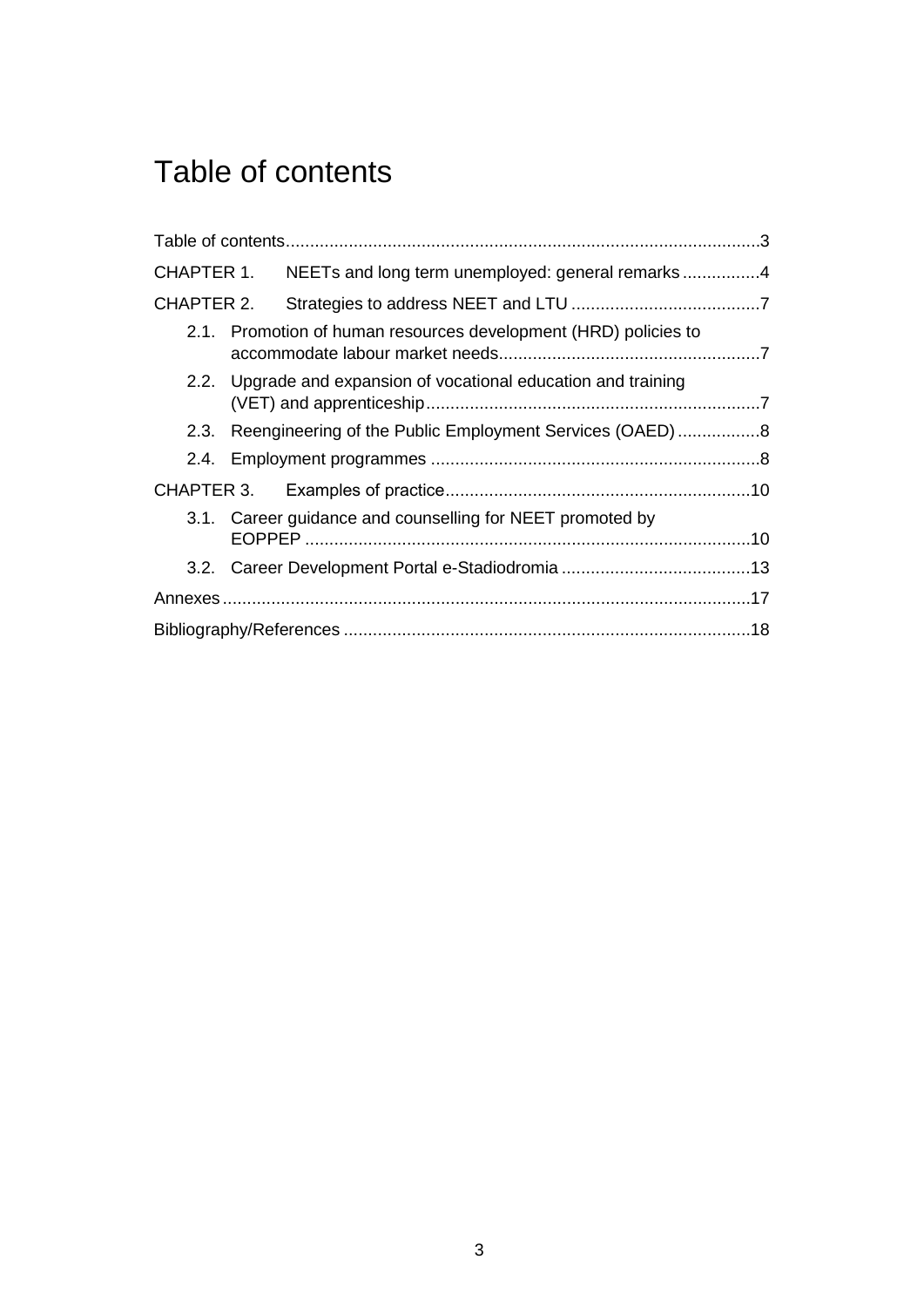# Table of contents

Table of contents ........................................................................................... 3

CHAPTER 1. NEETs and long term unemployed: general remarks ................ 4

CHAPTER 2. Strategies to address NEET and LTU ....................................... 7

- 2.1. Promotion of human resources development (HRD) policies to accommodate labour market needs ...................................................... 7
- 2.2. Upgrade and expansion of vocational education and training (VET) and apprenticeship ..................................................................... 7
- 2.3. Reengineering of the Public Employment Services (OAED) ................. 8
- 2.4. Employment programmes .................................................................... 8

CHAPTER 3. Examples of practice ............................................................... 10

- 3.1. Career guidance and counselling for NEET promoted by EOPPEP ............................................................................................ 10
- 3.2. Career Development Portal e-Stadiodromia ....................................... 13

Annexes ........................................................................................................... 17

Bibliography/References .................................................................................... 18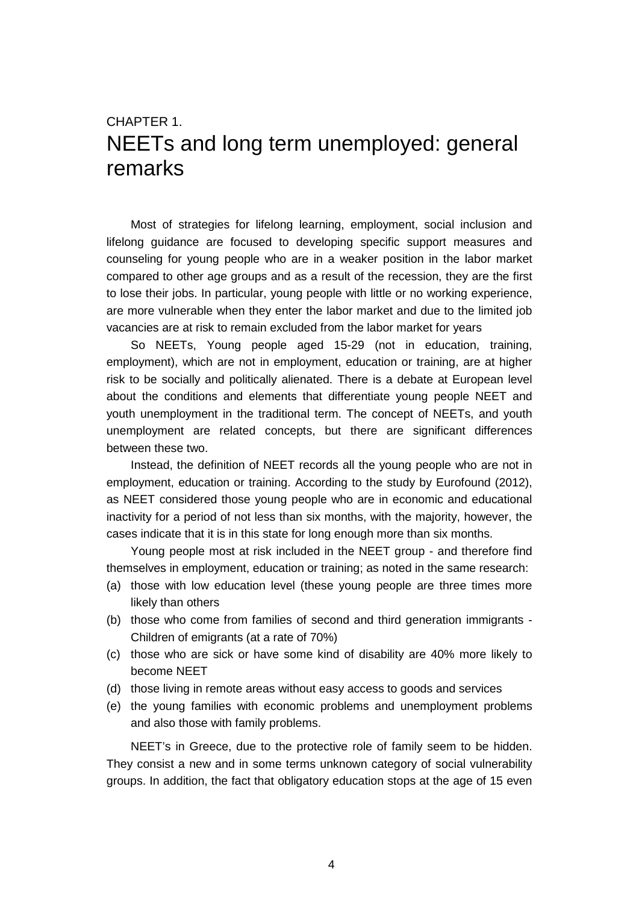CHAPTER 1.

# NEETs and long term unemployed: general remarks

Most of strategies for lifelong learning, employment, social inclusion and lifelong guidance are focused to developing specific support measures and counseling for young people who are in a weaker position in the labor market compared to other age groups and as a result of the recession, they are the first to lose their jobs. In particular, young people with little or no working experience, are more vulnerable when they enter the labor market and due to the limited job vacancies are at risk to remain excluded from the labor market for years

So NEETs, Young people aged 15-29 (not in education, training, employment), which are not in employment, education or training, are at higher risk to be socially and politically alienated. There is a debate at European level about the conditions and elements that differentiate young people NEET and youth unemployment in the traditional term. The concept of NEETs, and youth unemployment are related concepts, but there are significant differences between these two.

Instead, the definition of NEET records all the young people who are not in employment, education or training. According to the study by Eurofound (2012), as NEET considered those young people who are in economic and educational inactivity for a period of not less than six months, with the majority, however, the cases indicate that it is in this state for long enough more than six months.

Young people most at risk included in the NEET group - and therefore find themselves in employment, education or training; as noted in the same research:

(a) those with low education level (these young people are three times more likely than others
(b) those who come from families of second and third generation immigrants - Children of emigrants (at a rate of 70%)
(c) those who are sick or have some kind of disability are 40% more likely to become NEET
(d) those living in remote areas without easy access to goods and services
(e) the young families with economic problems and unemployment problems and also those with family problems.

NEET's in Greece, due to the protective role of family seem to be hidden. They consist a new and in some terms unknown category of social vulnerability groups. In addition, the fact that obligatory education stops at the age of 15 even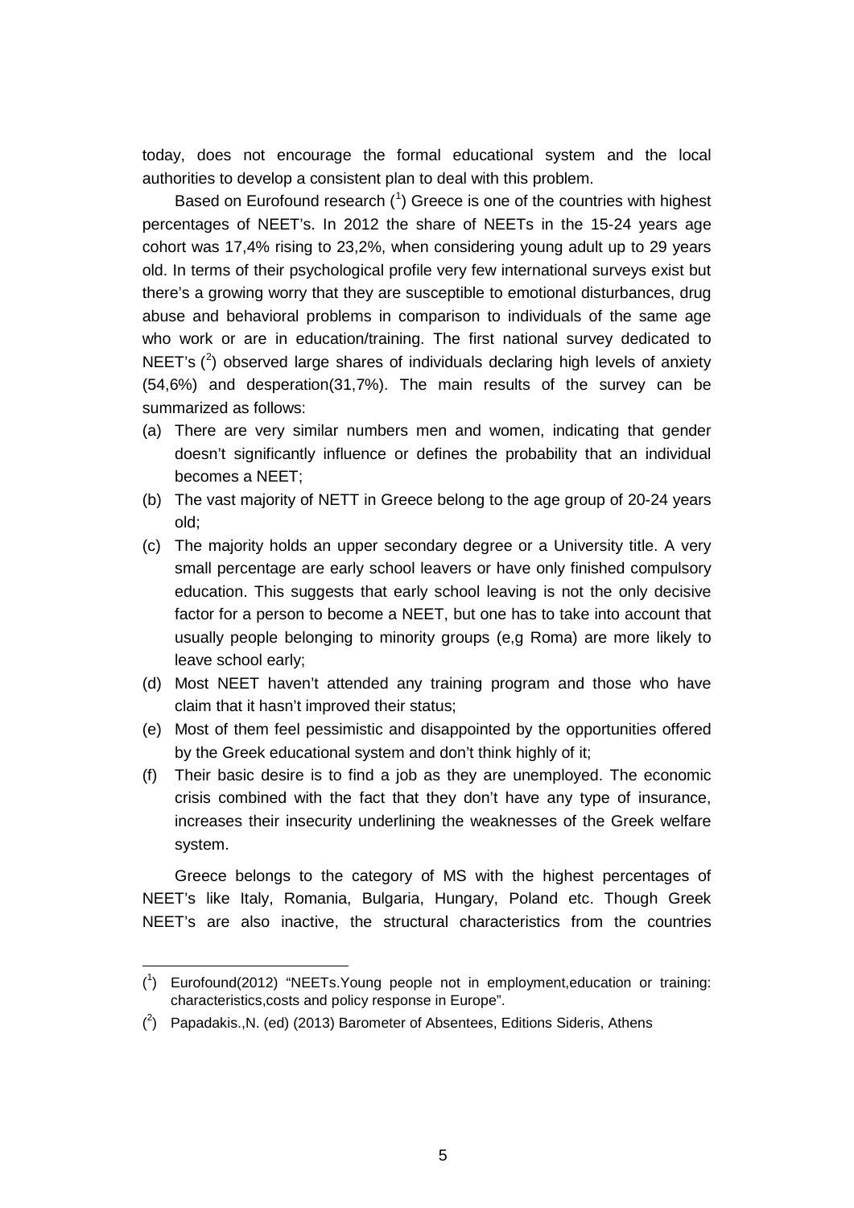today, does not encourage the formal educational system and the local authorities to develop a consistent plan to deal with this problem.

Based on Eurofound research ([1]) Greece is one of the countries with highest percentages of NEET's. In 2012 the share of NEETs in the 15-24 years age cohort was 17,4% rising to 23,2%, when considering young adult up to 29 years old. In terms of their psychological profile very few international surveys exist but there's a growing worry that they are susceptible to emotional disturbances, drug abuse and behavioral problems in comparison to individuals of the same age who work or are in education/training. The first national survey dedicated to NEET's ([2]) observed large shares of individuals declaring high levels of anxiety (54,6%) and desperation(31,7%). The main results of the survey can be summarized as follows:

(a) There are very similar numbers men and women, indicating that gender doesn't significantly influence or defines the probability that an individual becomes a NEET;
(b) The vast majority of NETT in Greece belong to the age group of 20-24 years old;
(c) The majority holds an upper secondary degree or a University title. A very small percentage are early school leavers or have only finished compulsory education. This suggests that early school leaving is not the only decisive factor for a person to become a NEET, but one has to take into account that usually people belonging to minority groups (e,g Roma) are more likely to leave school early;
(d) Most NEET haven't attended any training program and those who have claim that it hasn't improved their status;
(e) Most of them feel pessimistic and disappointed by the opportunities offered by the Greek educational system and don't think highly of it;
(f) Their basic desire is to find a job as they are unemployed. The economic crisis combined with the fact that they don't have any type of insurance, increases their insecurity underlining the weaknesses of the Greek welfare system.

Greece belongs to the category of MS with the highest percentages of NEET's like Italy, Romania, Bulgaria, Hungary, Poland etc. Though Greek NEET's are also inactive, the structural characteristics from the countries

---

([1]) Eurofound(2012) "NEETs.Young people not in employment,education or training: characteristics,costs and policy response in Europe".

([2]) Papadakis.,N. (ed) (2013) Barometer of Absentees, Editions Sideris, Athens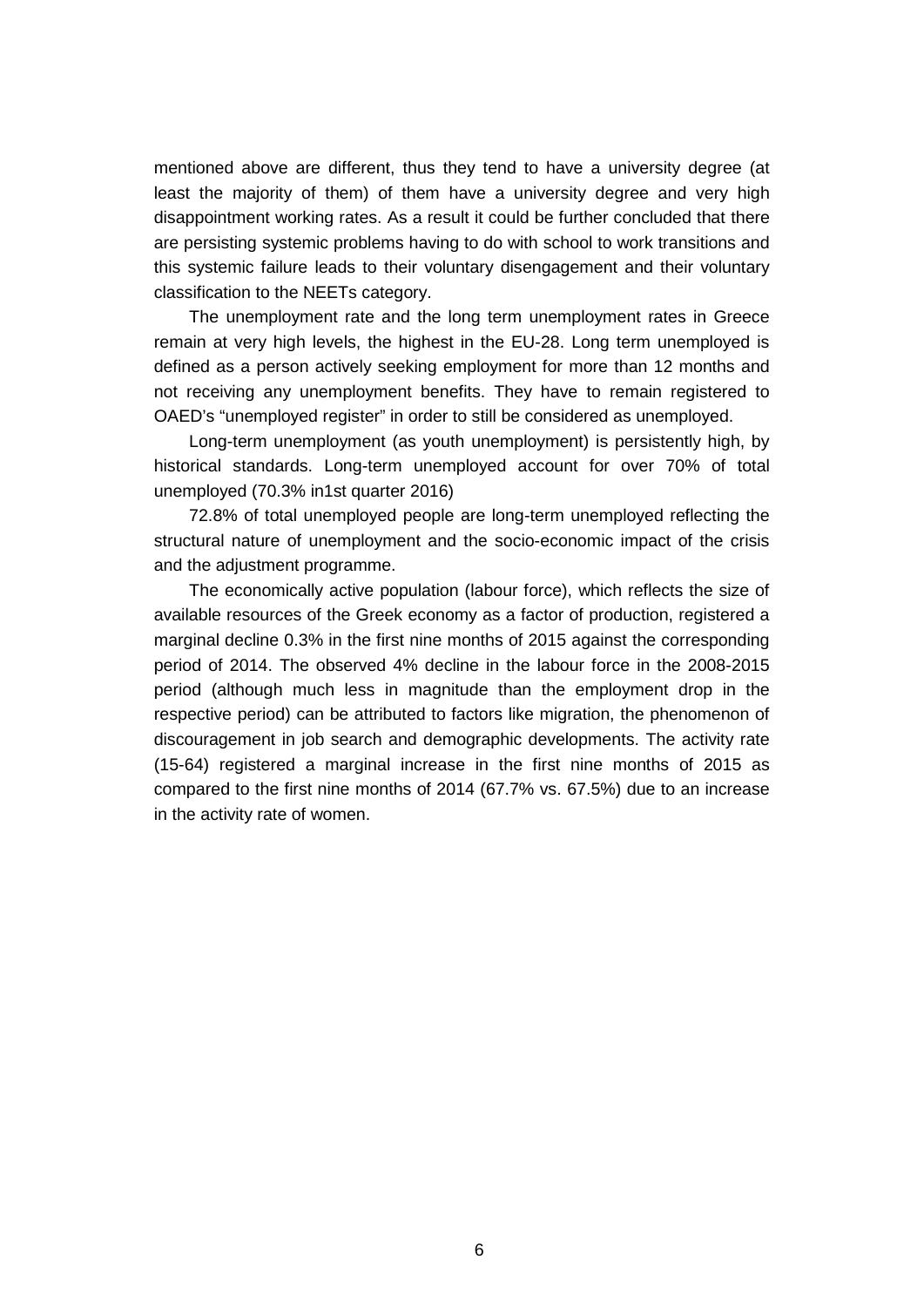mentioned above are different, thus they tend to have a university degree (at least the majority of them) of them have a university degree and very high disappointment working rates. As a result it could be further concluded that there are persisting systemic problems having to do with school to work transitions and this systemic failure leads to their voluntary disengagement and their voluntary classification to the NEETs category.

The unemployment rate and the long term unemployment rates in Greece remain at very high levels, the highest in the EU-28. Long term unemployed is defined as a person actively seeking employment for more than 12 months and not receiving any unemployment benefits. They have to remain registered to OAED's "unemployed register" in order to still be considered as unemployed.

Long-term unemployment (as youth unemployment) is persistently high, by historical standards. Long-term unemployed account for over 70% of total unemployed (70.3% in1st quarter 2016)

72.8% of total unemployed people are long-term unemployed reflecting the structural nature of unemployment and the socio-economic impact of the crisis and the adjustment programme.

The economically active population (labour force), which reflects the size of available resources of the Greek economy as a factor of production, registered a marginal decline 0.3% in the first nine months of 2015 against the corresponding period of 2014. The observed 4% decline in the labour force in the 2008-2015 period (although much less in magnitude than the employment drop in the respective period) can be attributed to factors like migration, the phenomenon of discouragement in job search and demographic developments. The activity rate (15-64) registered a marginal increase in the first nine months of 2015 as compared to the first nine months of 2014 (67.7% vs. 67.5%) due to an increase in the activity rate of women.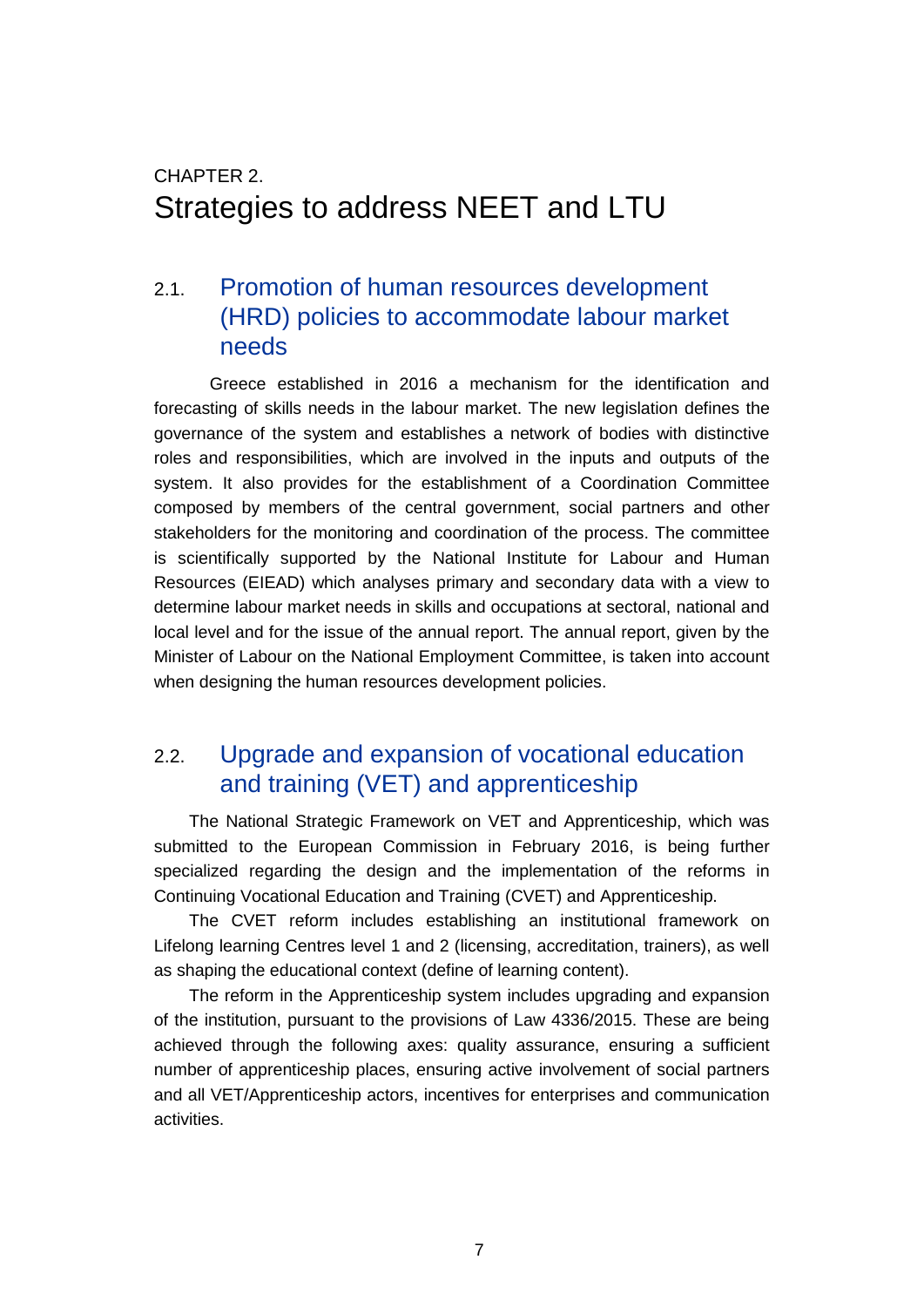# CHAPTER 2.
# Strategies to address NEET and LTU

## 2.1. Promotion of human resources development (HRD) policies to accommodate labour market needs

Greece established in 2016 a mechanism for the identification and forecasting of skills needs in the labour market. The new legislation defines the governance of the system and establishes a network of bodies with distinctive roles and responsibilities, which are involved in the inputs and outputs of the system. It also provides for the establishment of a Coordination Committee composed by members of the central government, social partners and other stakeholders for the monitoring and coordination of the process. The committee is scientifically supported by the National Institute for Labour and Human Resources (EIEAD) which analyses primary and secondary data with a view to determine labour market needs in skills and occupations at sectoral, national and local level and for the issue of the annual report. The annual report, given by the Minister of Labour on the National Employment Committee, is taken into account when designing the human resources development policies.

## 2.2. Upgrade and expansion of vocational education and training (VET) and apprenticeship

The National Strategic Framework on VET and Apprenticeship, which was submitted to the European Commission in February 2016, is being further specialized regarding the design and the implementation of the reforms in Continuing Vocational Education and Training (CVET) and Apprenticeship.

The CVET reform includes establishing an institutional framework on Lifelong learning Centres level 1 and 2 (licensing, accreditation, trainers), as well as shaping the educational context (define of learning content).

The reform in the Apprenticeship system includes upgrading and expansion of the institution, pursuant to the provisions of Law 4336/2015. These are being achieved through the following axes: quality assurance, ensuring a sufficient number of apprenticeship places, ensuring active involvement of social partners and all VET/Apprenticeship actors, incentives for enterprises and communication activities.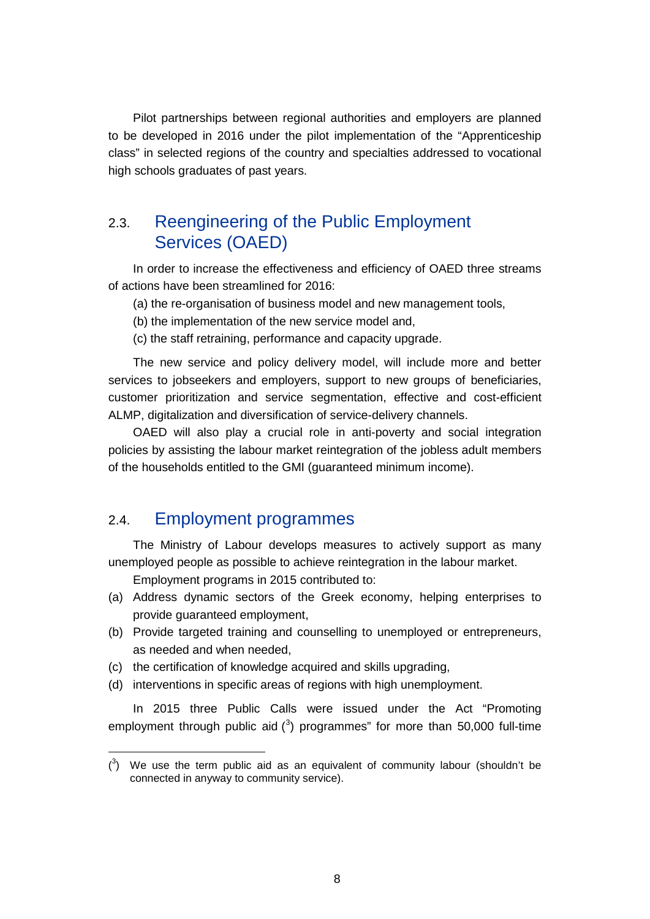Pilot partnerships between regional authorities and employers are planned to be developed in 2016 under the pilot implementation of the "Apprenticeship class" in selected regions of the country and specialties addressed to vocational high schools graduates of past years.

## 2.3. Reengineering of the Public Employment Services (OAED)

In order to increase the effectiveness and efficiency of OAED three streams of actions have been streamlined for 2016:

(a) the re-organisation of business model and new management tools,

(b) the implementation of the new service model and,

(c) the staff retraining, performance and capacity upgrade.

The new service and policy delivery model, will include more and better services to jobseekers and employers, support to new groups of beneficiaries, customer prioritization and service segmentation, effective and cost-efficient ALMP, digitalization and diversification of service-delivery channels.

OAED will also play a crucial role in anti-poverty and social integration policies by assisting the labour market reintegration of the jobless adult members of the households entitled to the GMI (guaranteed minimum income).

## 2.4. Employment programmes

The Ministry of Labour develops measures to actively support as many unemployed people as possible to achieve reintegration in the labour market.

Employment programs in 2015 contributed to:

(a) Address dynamic sectors of the Greek economy, helping enterprises to provide guaranteed employment,

(b) Provide targeted training and counselling to unemployed or entrepreneurs, as needed and when needed,

(c) the certification of knowledge acquired and skills upgrading,

(d) interventions in specific areas of regions with high unemployment.

In 2015 three Public Calls were issued under the Act "Promoting employment through public aid ([3]) programmes" for more than 50,000 full-time

---

([3]) We use the term public aid as an equivalent of community labour (shouldn't be connected in anyway to community service).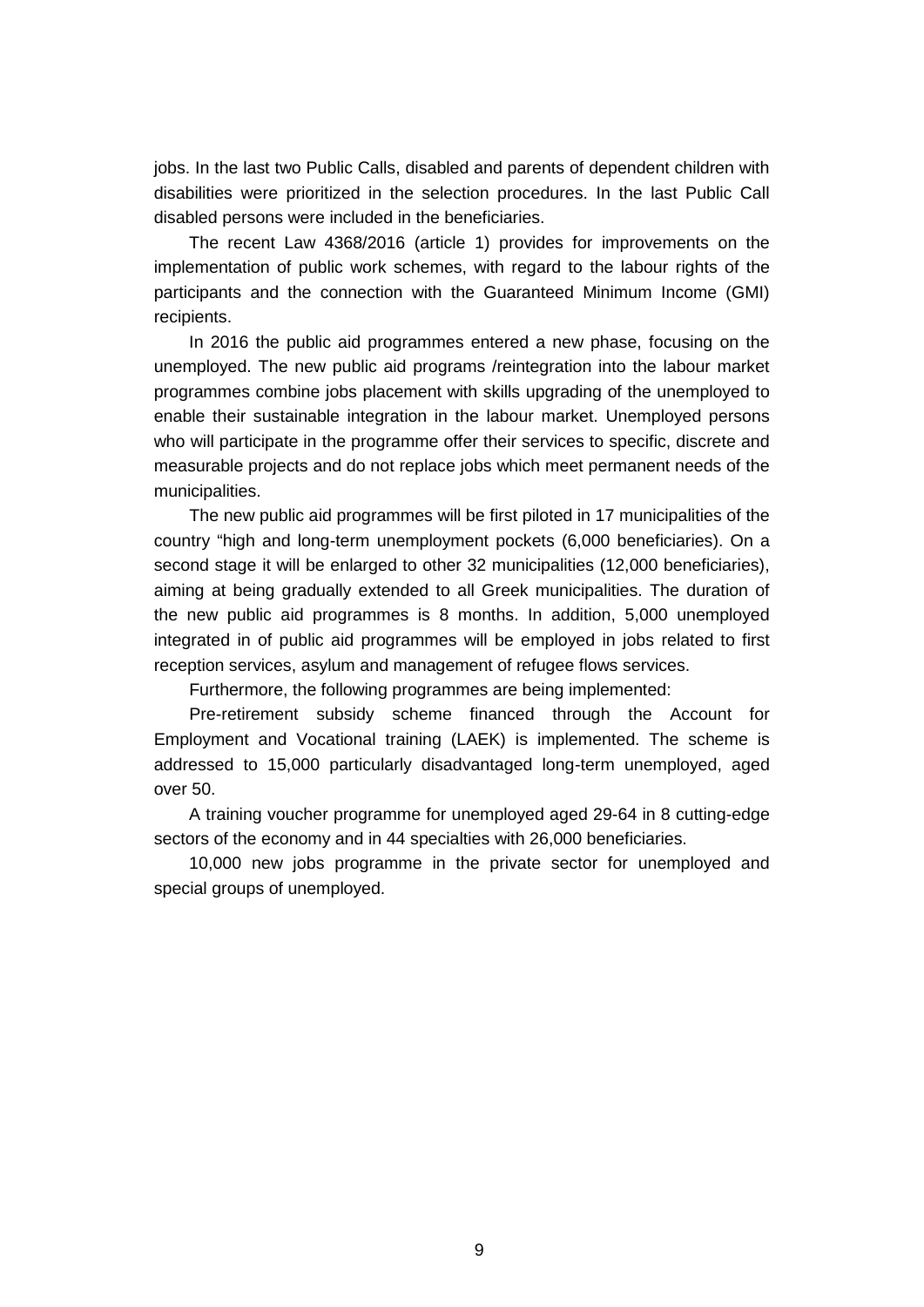jobs. In the last two Public Calls, disabled and parents of dependent children with disabilities were prioritized in the selection procedures. In the last Public Call disabled persons were included in the beneficiaries.

The recent Law 4368/2016 (article 1) provides for improvements on the implementation of public work schemes, with regard to the labour rights of the participants and the connection with the Guaranteed Minimum Income (GMI) recipients.

In 2016 the public aid programmes entered a new phase, focusing on the unemployed. The new public aid programs /reintegration into the labour market programmes combine jobs placement with skills upgrading of the unemployed to enable their sustainable integration in the labour market. Unemployed persons who will participate in the programme offer their services to specific, discrete and measurable projects and do not replace jobs which meet permanent needs of the municipalities.

The new public aid programmes will be first piloted in 17 municipalities of the country "high and long-term unemployment pockets (6,000 beneficiaries). On a second stage it will be enlarged to other 32 municipalities (12,000 beneficiaries), aiming at being gradually extended to all Greek municipalities. The duration of the new public aid programmes is 8 months. In addition, 5,000 unemployed integrated in of public aid programmes will be employed in jobs related to first reception services, asylum and management of refugee flows services.

Furthermore, the following programmes are being implemented:

Pre-retirement subsidy scheme financed through the Account for Employment and Vocational training (LAEK) is implemented. The scheme is addressed to 15,000 particularly disadvantaged long-term unemployed, aged over 50.

A training voucher programme for unemployed aged 29-64 in 8 cutting-edge sectors of the economy and in 44 specialties with 26,000 beneficiaries.

10,000 new jobs programme in the private sector for unemployed and special groups of unemployed.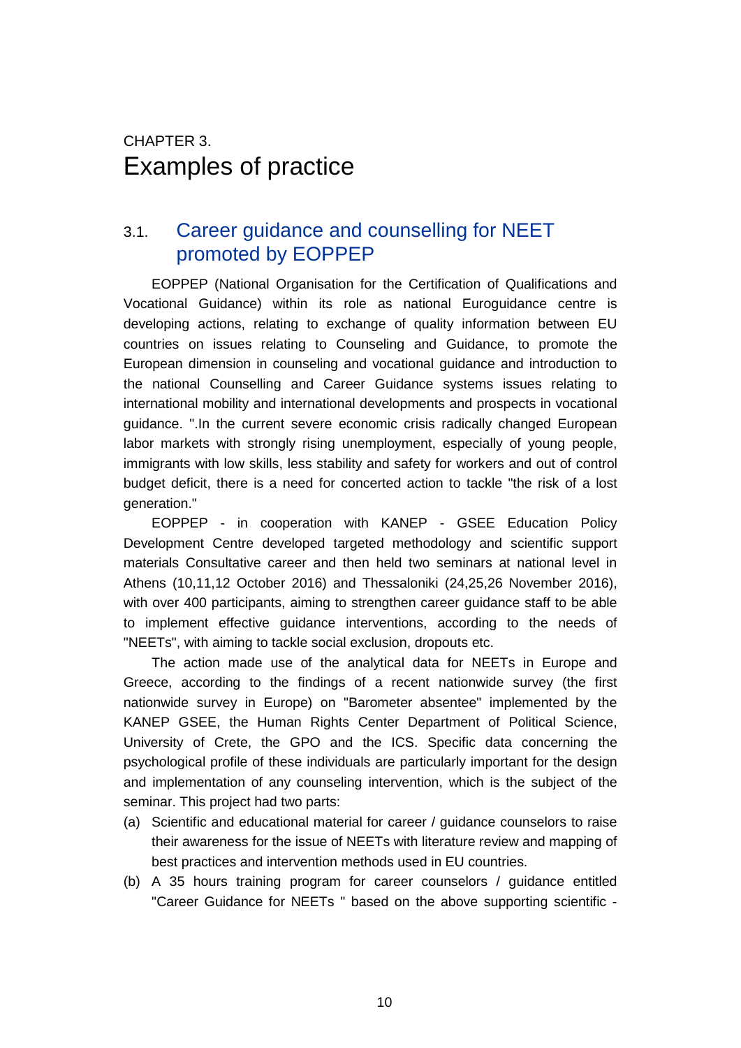CHAPTER 3.

# Examples of practice

## 3.1. Career guidance and counselling for NEET promoted by EOPPEP

EOPPEP (National Organisation for the Certification of Qualifications and Vocational Guidance) within its role as national Euroguidance centre is developing actions, relating to exchange of quality information between EU countries on issues relating to Counseling and Guidance, to promote the European dimension in counseling and vocational guidance and introduction to the national Counselling and Career Guidance systems issues relating to international mobility and international developments and prospects in vocational guidance. ".In the current severe economic crisis radically changed European labor markets with strongly rising unemployment, especially of young people, immigrants with low skills, less stability and safety for workers and out of control budget deficit, there is a need for concerted action to tackle "the risk of a lost generation."

EOPPEP - in cooperation with KANEP - GSEE Education Policy Development Centre developed targeted methodology and scientific support materials Consultative career and then held two seminars at national level in Athens (10,11,12 October 2016) and Thessaloniki (24,25,26 November 2016), with over 400 participants, aiming to strengthen career guidance staff to be able to implement effective guidance interventions, according to the needs of "NEETs", with aiming to tackle social exclusion, dropouts etc.

The action made use of the analytical data for NEETs in Europe and Greece, according to the findings of a recent nationwide survey (the first nationwide survey in Europe) on "Barometer absentee" implemented by the KANEP GSEE, the Human Rights Center Department of Political Science, University of Crete, the GPO and the ICS. Specific data concerning the psychological profile of these individuals are particularly important for the design and implementation of any counseling intervention, which is the subject of the seminar. This project had two parts:

(a) Scientific and educational material for career / guidance counselors to raise their awareness for the issue of NEETs with literature review and mapping of best practices and intervention methods used in EU countries.

(b) A 35 hours training program for career counselors / guidance entitled "Career Guidance for NEETs " based on the above supporting scientific -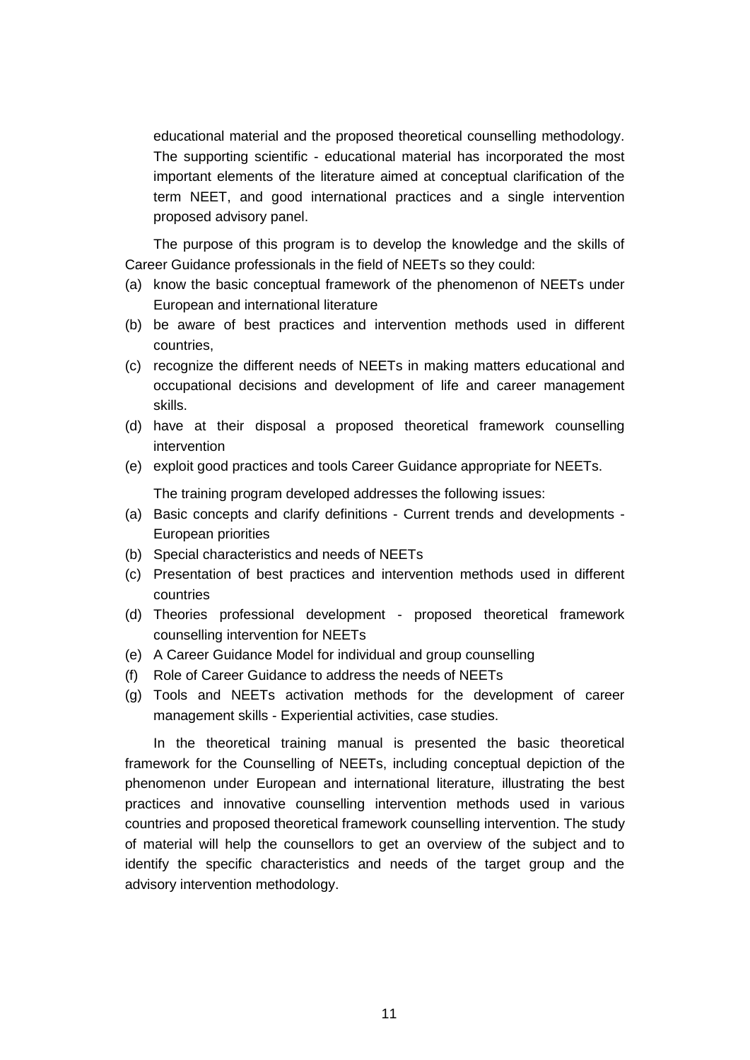educational material and the proposed theoretical counselling methodology. The supporting scientific - educational material has incorporated the most important elements of the literature aimed at conceptual clarification of the term NEET, and good international practices and a single intervention proposed advisory panel.

The purpose of this program is to develop the knowledge and the skills of Career Guidance professionals in the field of NEETs so they could:

(a) know the basic conceptual framework of the phenomenon of NEETs under European and international literature
(b) be aware of best practices and intervention methods used in different countries,
(c) recognize the different needs of NEETs in making matters educational and occupational decisions and development of life and career management skills.
(d) have at their disposal a proposed theoretical framework counselling intervention
(e) exploit good practices and tools Career Guidance appropriate for NEETs.

The training program developed addresses the following issues:

(a) Basic concepts and clarify definitions - Current trends and developments - European priorities
(b) Special characteristics and needs of NEETs
(c) Presentation of best practices and intervention methods used in different countries
(d) Theories professional development - proposed theoretical framework counselling intervention for NEETs
(e) A Career Guidance Model for individual and group counselling
(f) Role of Career Guidance to address the needs of NEETs
(g) Tools and NEETs activation methods for the development of career management skills - Experiential activities, case studies.

In the theoretical training manual is presented the basic theoretical framework for the Counselling of NEETs, including conceptual depiction of the phenomenon under European and international literature, illustrating the best practices and innovative counselling intervention methods used in various countries and proposed theoretical framework counselling intervention. The study of material will help the counsellors to get an overview of the subject and to identify the specific characteristics and needs of the target group and the advisory intervention methodology.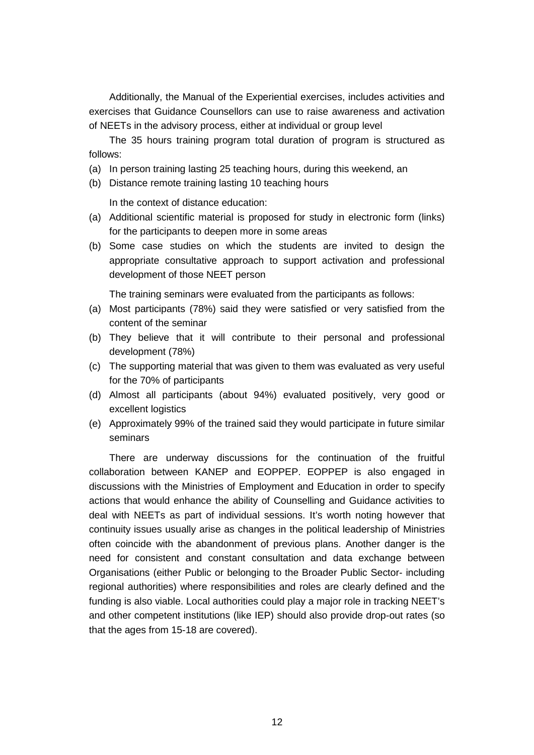Additionally, the Manual of the Experiential exercises, includes activities and exercises that Guidance Counsellors can use to raise awareness and activation of NEETs in the advisory process, either at individual or group level

The 35 hours training program total duration of program is structured as follows:

(a) In person training lasting 25 teaching hours, during this weekend, an
(b) Distance remote training lasting 10 teaching hours

In the context of distance education:

(a) Additional scientific material is proposed for study in electronic form (links) for the participants to deepen more in some areas
(b) Some case studies on which the students are invited to design the appropriate consultative approach to support activation and professional development of those NEET person

The training seminars were evaluated from the participants as follows:

(a) Most participants (78%) said they were satisfied or very satisfied from the content of the seminar
(b) They believe that it will contribute to their personal and professional development (78%)
(c) The supporting material that was given to them was evaluated as very useful for the 70% of participants
(d) Almost all participants (about 94%) evaluated positively, very good or excellent logistics
(e) Approximately 99% of the trained said they would participate in future similar seminars

There are underway discussions for the continuation of the fruitful collaboration between KANEP and EOPPEP. EOPPEP is also engaged in discussions with the Ministries of Employment and Education in order to specify actions that would enhance the ability of Counselling and Guidance activities to deal with NEETs as part of individual sessions. It's worth noting however that continuity issues usually arise as changes in the political leadership of Ministries often coincide with the abandonment of previous plans. Another danger is the need for consistent and constant consultation and data exchange between Organisations (either Public or belonging to the Broader Public Sector- including regional authorities) where responsibilities and roles are clearly defined and the funding is also viable. Local authorities could play a major role in tracking NEET's and other competent institutions (like IEP) should also provide drop-out rates (so that the ages from 15-18 are covered).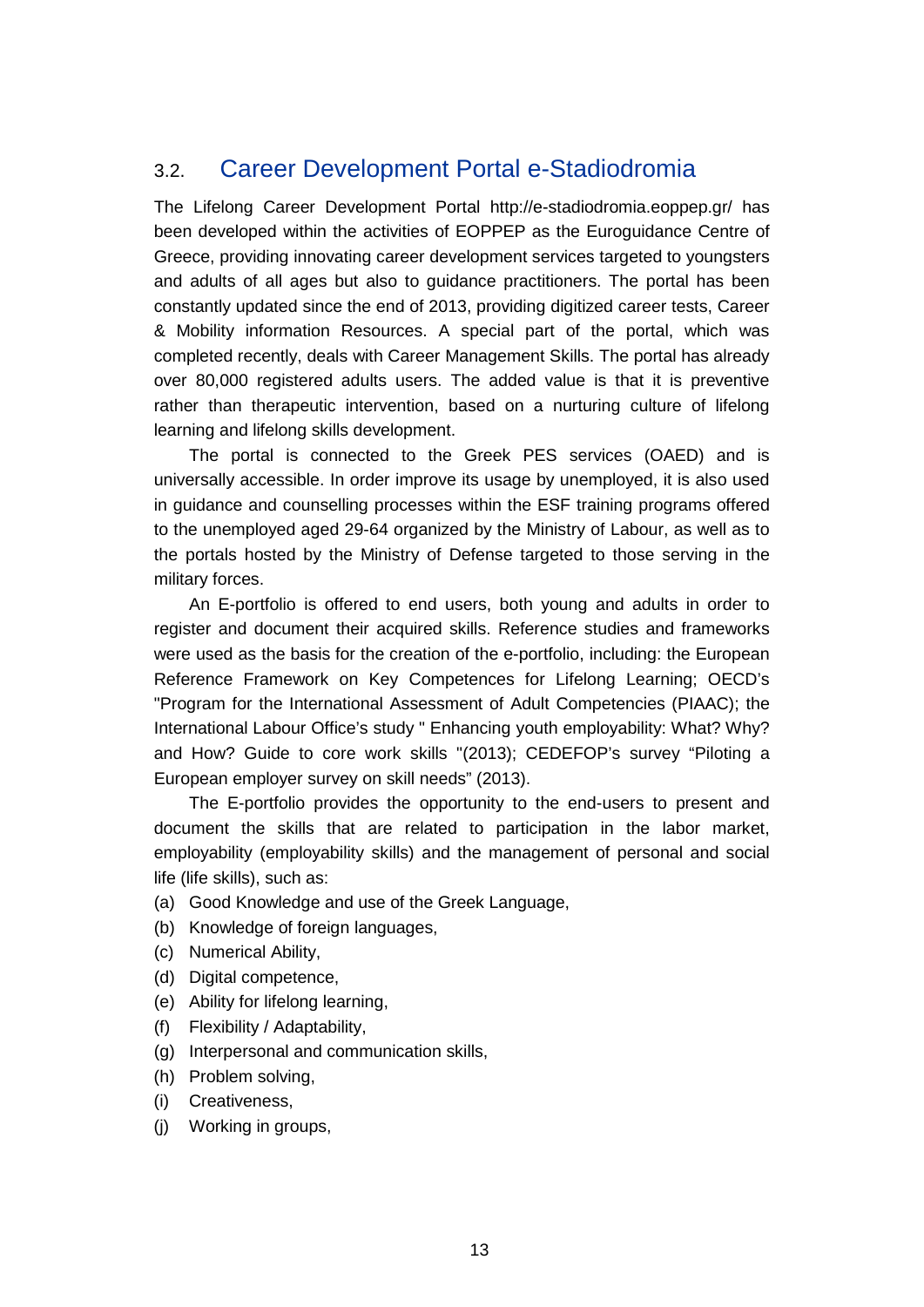## 3.2. Career Development Portal e-Stadiodromia

The Lifelong Career Development Portal http://e-stadiodromia.eoppep.gr/ has been developed within the activities of EOPPEP as the Euroguidance Centre of Greece, providing innovating career development services targeted to youngsters and adults of all ages but also to guidance practitioners. The portal has been constantly updated since the end of 2013, providing digitized career tests, Career & Mobility information Resources. A special part of the portal, which was completed recently, deals with Career Management Skills. The portal has already over 80,000 registered adults users. The added value is that it is preventive rather than therapeutic intervention, based on a nurturing culture of lifelong learning and lifelong skills development.

The portal is connected to the Greek PES services (OAED) and is universally accessible. In order improve its usage by unemployed, it is also used in guidance and counselling processes within the ESF training programs offered to the unemployed aged 29-64 organized by the Ministry of Labour, as well as to the portals hosted by the Ministry of Defense targeted to those serving in the military forces.

An E-portfolio is offered to end users, both young and adults in order to register and document their acquired skills. Reference studies and frameworks were used as the basis for the creation of the e-portfolio, including: the European Reference Framework on Key Competences for Lifelong Learning; OECD's "Program for the International Assessment of Adult Competencies (PIAAC); the International Labour Office's study " Enhancing youth employability: What? Why? and How? Guide to core work skills "(2013); CEDEFOP's survey "Piloting a European employer survey on skill needs" (2013).

The E-portfolio provides the opportunity to the end-users to present and document the skills that are related to participation in the labor market, employability (employability skills) and the management of personal and social life (life skills), such as:

(a) Good Knowledge and use of the Greek Language,
(b) Knowledge of foreign languages,
(c) Numerical Ability,
(d) Digital competence,
(e) Ability for lifelong learning,
(f) Flexibility / Adaptability,
(g) Interpersonal and communication skills,
(h) Problem solving,
(i) Creativeness,
(j) Working in groups,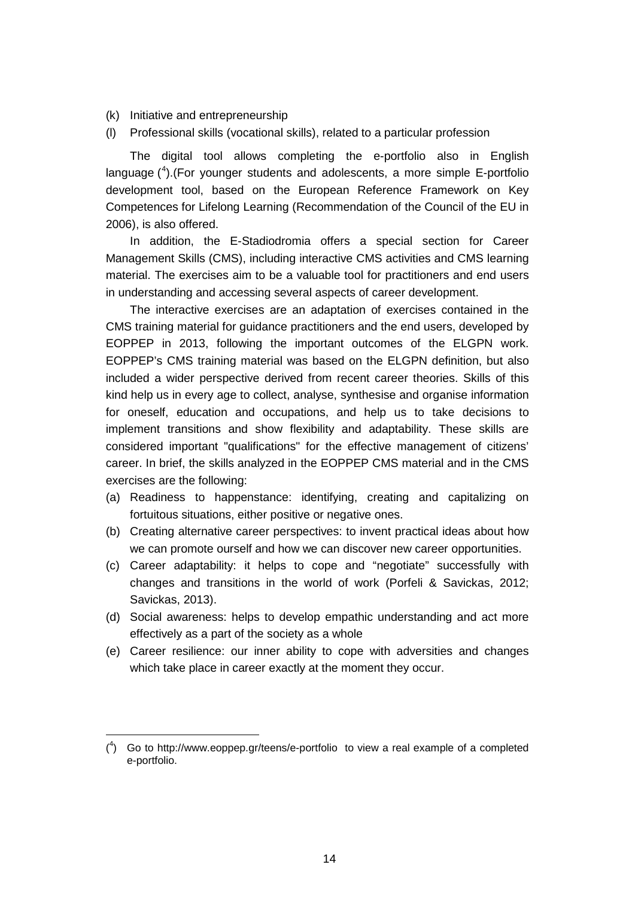(k) Initiative and entrepreneurship

(l) Professional skills (vocational skills), related to a particular profession

The digital tool allows completing the e-portfolio also in English language ([4]).(For younger students and adolescents, a more simple E-portfolio development tool, based on the European Reference Framework on Key Competences for Lifelong Learning (Recommendation of the Council of the EU in 2006), is also offered.

In addition, the E-Stadiodromia offers a special section for Career Management Skills (CMS), including interactive CMS activities and CMS learning material. The exercises aim to be a valuable tool for practitioners and end users in understanding and accessing several aspects of career development.

The interactive exercises are an adaptation of exercises contained in the CMS training material for guidance practitioners and the end users, developed by EOPPEP in 2013, following the important outcomes of the ELGPN work. EOPPEP's CMS training material was based on the ELGPN definition, but also included a wider perspective derived from recent career theories. Skills of this kind help us in every age to collect, analyse, synthesise and organise information for oneself, education and occupations, and help us to take decisions to implement transitions and show flexibility and adaptability. These skills are considered important "qualifications" for the effective management of citizens' career. In brief, the skills analyzed in the EOPPEP CMS material and in the CMS exercises are the following:

(a) Readiness to happenstance: identifying, creating and capitalizing on fortuitous situations, either positive or negative ones.

(b) Creating alternative career perspectives: to invent practical ideas about how we can promote ourself and how we can discover new career opportunities.

(c) Career adaptability: it helps to cope and "negotiate" successfully with changes and transitions in the world of work (Porfeli & Savickas, 2012; Savickas, 2013).

(d) Social awareness: helps to develop empathic understanding and act more effectively as a part of the society as a whole

(e) Career resilience: our inner ability to cope with adversities and changes which take place in career exactly at the moment they occur.

---

([4]) Go to http://www.eoppep.gr/teens/e-portfolio to view a real example of a completed e-portfolio.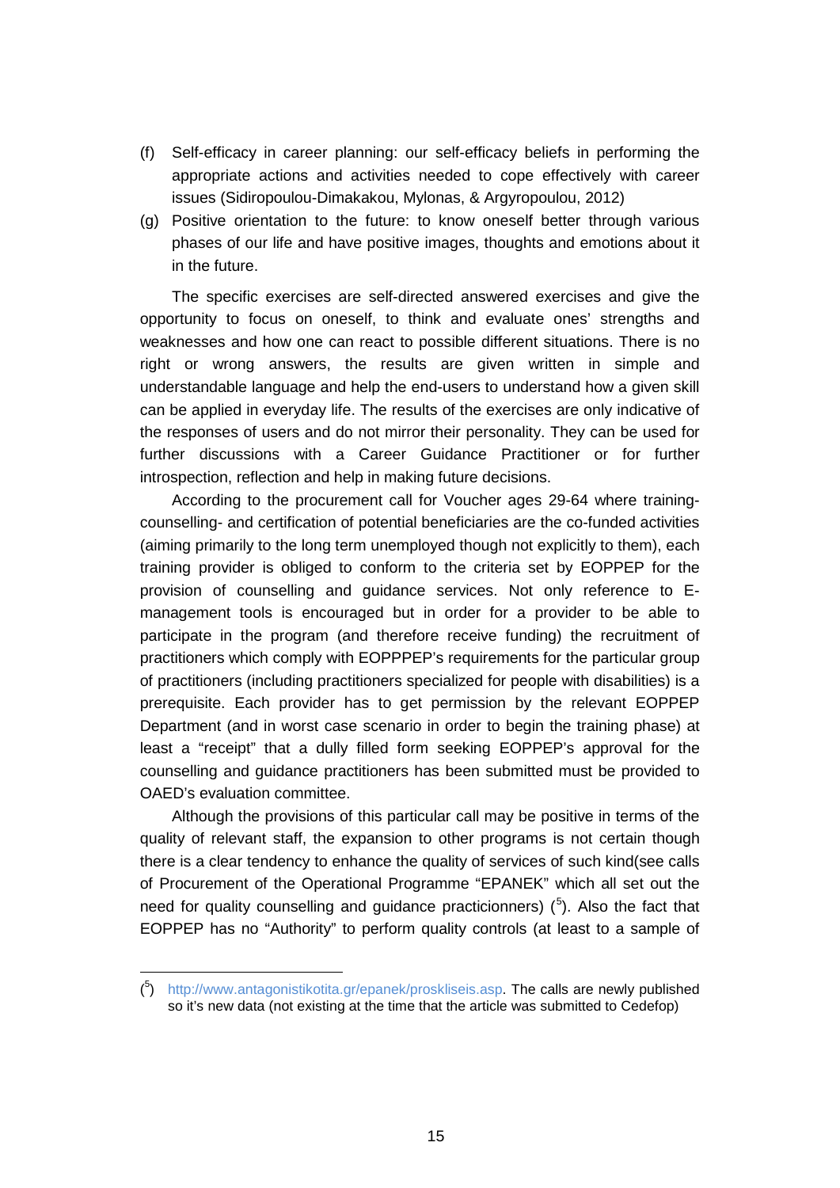(f) Self-efficacy in career planning: our self-efficacy beliefs in performing the appropriate actions and activities needed to cope effectively with career issues (Sidiropoulou-Dimakakou, Mylonas, & Argyropoulou, 2012)

(g) Positive orientation to the future: to know oneself better through various phases of our life and have positive images, thoughts and emotions about it in the future.

The specific exercises are self-directed answered exercises and give the opportunity to focus on oneself, to think and evaluate ones' strengths and weaknesses and how one can react to possible different situations. There is no right or wrong answers, the results are given written in simple and understandable language and help the end-users to understand how a given skill can be applied in everyday life. The results of the exercises are only indicative of the responses of users and do not mirror their personality. They can be used for further discussions with a Career Guidance Practitioner or for further introspection, reflection and help in making future decisions.

According to the procurement call for Voucher ages 29-64 where training-counselling- and certification of potential beneficiaries are the co-funded activities (aiming primarily to the long term unemployed though not explicitly to them), each training provider is obliged to conform to the criteria set by EOPPEP for the provision of counselling and guidance services. Not only reference to E-management tools is encouraged but in order for a provider to be able to participate in the program (and therefore receive funding) the recruitment of practitioners which comply with EOPPPEP's requirements for the particular group of practitioners (including practitioners specialized for people with disabilities) is a prerequisite. Each provider has to get permission by the relevant EOPPEP Department (and in worst case scenario in order to begin the training phase) at least a "receipt" that a dully filled form seeking EOPPEP's approval for the counselling and guidance practitioners has been submitted must be provided to OAED's evaluation committee.

Although the provisions of this particular call may be positive in terms of the quality of relevant staff, the expansion to other programs is not certain though there is a clear tendency to enhance the quality of services of such kind(see calls of Procurement of the Operational Programme "EPANEK" which all set out the need for quality counselling and guidance practicionners) ([5]). Also the fact that EOPPEP has no "Authority" to perform quality controls (at least to a sample of

([5]) http://www.antagonistikotita.gr/epanek/proskliseis.asp. The calls are newly published so it's new data (not existing at the time that the article was submitted to Cedefop)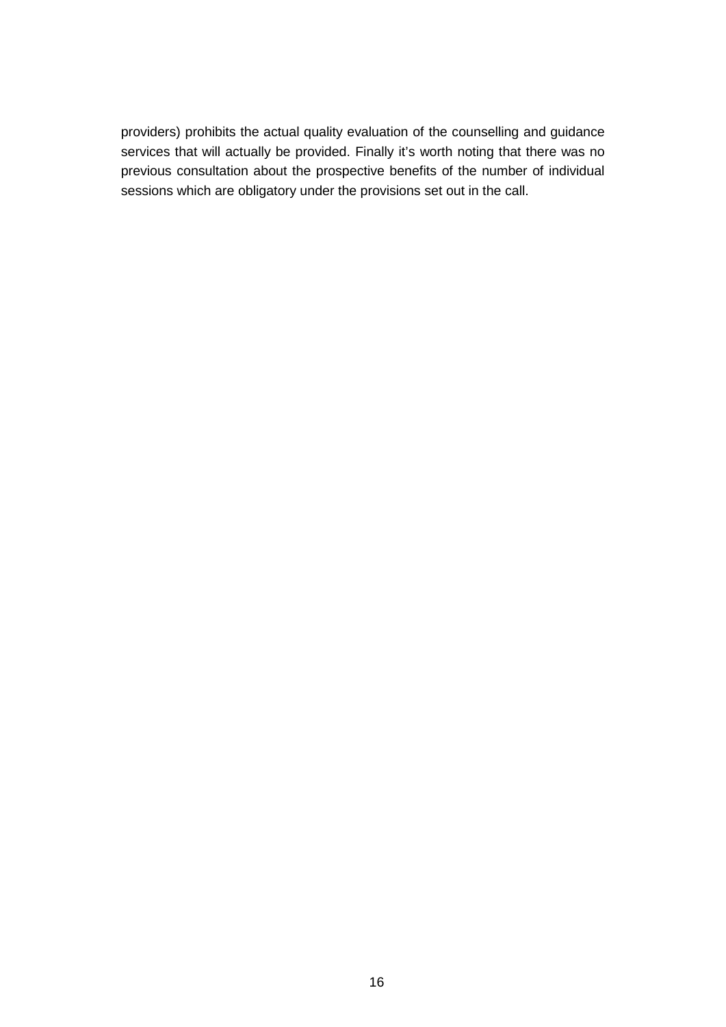providers) prohibits the actual quality evaluation of the counselling and guidance services that will actually be provided. Finally it's worth noting that there was no previous consultation about the prospective benefits of the number of individual sessions which are obligatory under the provisions set out in the call.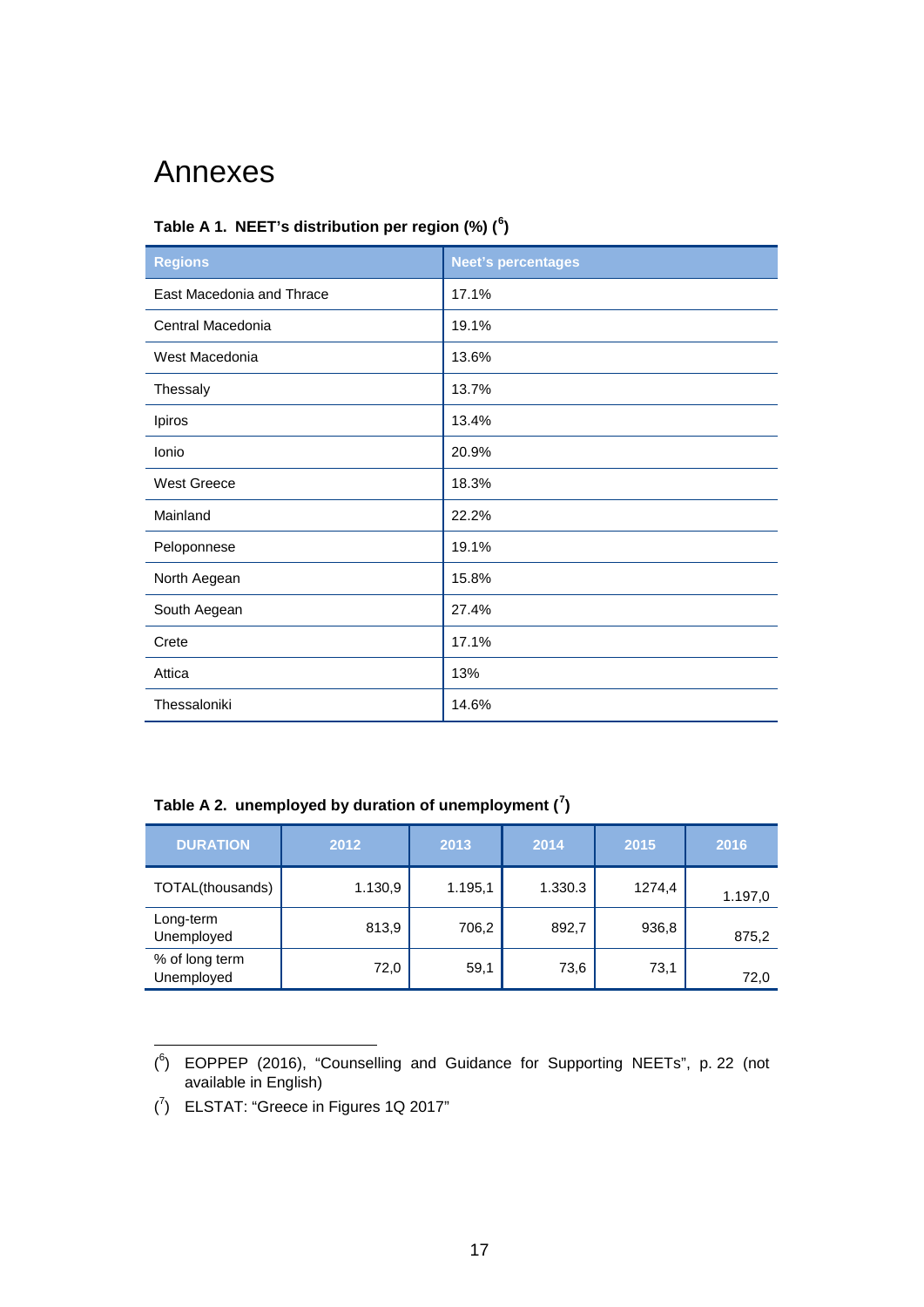# Annexes

**Table A 1. NEET's distribution per region (%) ([6])**

| Regions | Neet's percentages |
|---|---|
| East Macedonia and Thrace | 17.1% |
| Central Macedonia | 19.1% |
| West Macedonia | 13.6% |
| Thessaly | 13.7% |
| Ipiros | 13.4% |
| Ionio | 20.9% |
| West Greece | 18.3% |
| Mainland | 22.2% |
| Peloponnese | 19.1% |
| North Aegean | 15.8% |
| South Aegean | 27.4% |
| Crete | 17.1% |
| Attica | 13% |
| Thessaloniki | 14.6% |

**Table A 2. unemployed by duration of unemployment ([7])**

| DURATION | 2012 | 2013 | 2014 | 2015 | 2016 |
|---|---|---|---|---|---|
| TOTAL(thousands) | 1.130,9 | 1.195,1 | 1.330.3 | 1274,4 | 1.197,0 |
| Long-term Unemployed | 813,9 | 706,2 | 892,7 | 936,8 | 875,2 |
| % of long term Unemployed | 72,0 | 59,1 | 73,6 | 73,1 | 72,0 |

([6]) EOPPEP (2016), "Counselling and Guidance for Supporting NEETs", p. 22 (not available in English)

([7]) ELSTAT: "Greece in Figures 1Q 2017"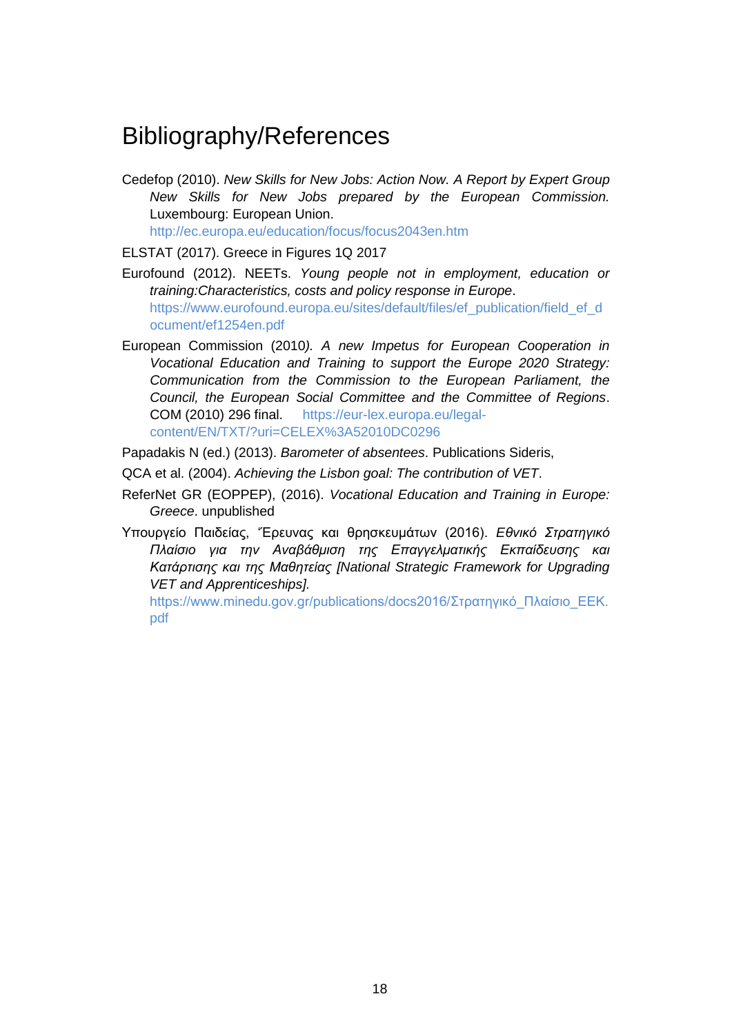# Bibliography/References

Cedefop (2010). *New Skills for New Jobs: Action Now. A Report by Expert Group New Skills for New Jobs prepared by the European Commission.* Luxembourg: European Union. http://ec.europa.eu/education/focus/focus2043en.htm

ELSTAT (2017). Greece in Figures 1Q 2017

Eurofound (2012). NEETs. *Young people not in employment, education or training:Characteristics, costs and policy response in Europe*. https://www.eurofound.europa.eu/sites/default/files/ef_publication/field_ef_document/ef1254en.pdf

European Commission (2010*). A new Impetus for European Cooperation in Vocational Education and Training to support the Europe 2020 Strategy: Communication from the Commission to the European Parliament, the Council, the European Social Committee and the Committee of Regions*. COM (2010) 296 final. https://eur-lex.europa.eu/legal-content/EN/TXT/?uri=CELEX%3A52010DC0296

Papadakis N (ed.) (2013). *Barometer of absentees*. Publications Sideris,

QCA et al. (2004). *Achieving the Lisbon goal: The contribution of VET*.

ReferNet GR (EOPPEP), (2016). *Vocational Education and Training in Europe: Greece*. unpublished

Υπουργείο Παιδείας, Έρευνας και θρησκευμάτων (2016). *Εθνικό Στρατηγικό Πλαίσιο για την Αναβάθμιση της Επαγγελματικής Εκπαίδευσης και Κατάρτισης και της Μαθητείας [National Strategic Framework for Upgrading VET and Apprenticeships].* https://www.minedu.gov.gr/publications/docs2016/Στρατηγικό_Πλαίσιο_ΕΕΚ.pdf